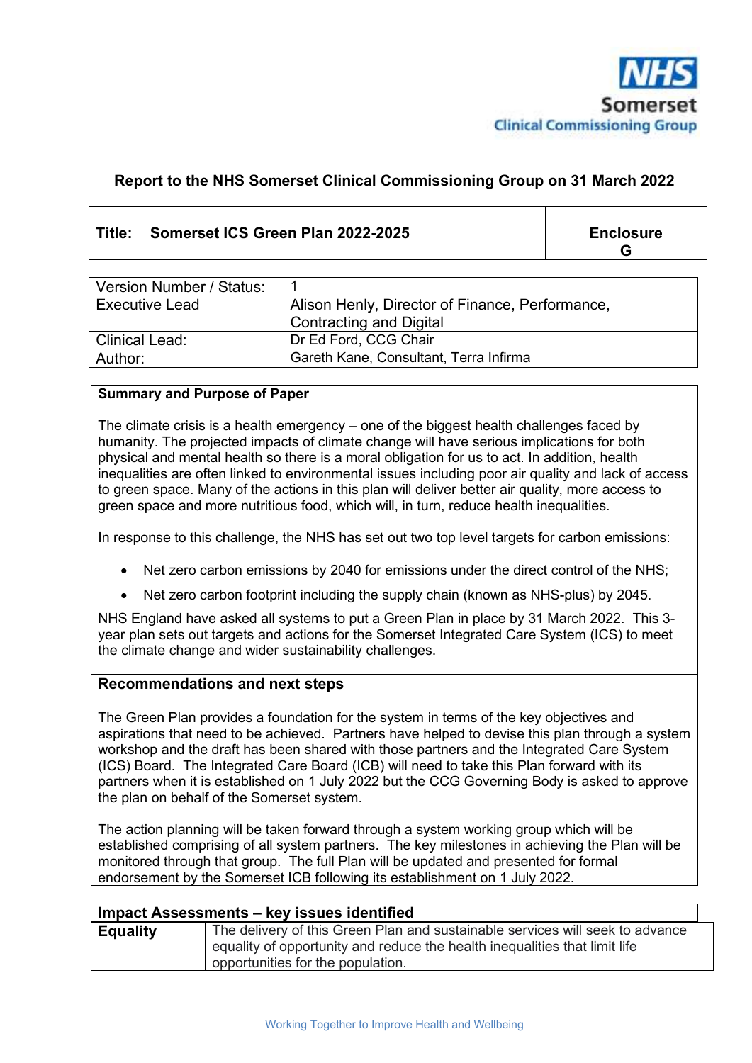NHS Somerset Clinical Commissioning Group

## Report to the NHS Somerset Clinical Commissioning Group on 31 March 2022

| Title: Somerset ICS Green Plan 2022-2025 | Enclosure G |
|---|---|

| Version Number / Status: | 1 |
|---|---|
| Executive Lead | Alison Henly, Director of Finance, Performance, Contracting and Digital |
| Clinical Lead: | Dr Ed Ford, CCG Chair |
| Author: | Gareth Kane, Consultant, Terra Infirma |

### Summary and Purpose of Paper

The climate crisis is a health emergency – one of the biggest health challenges faced by humanity. The projected impacts of climate change will have serious implications for both physical and mental health so there is a moral obligation for us to act. In addition, health inequalities are often linked to environmental issues including poor air quality and lack of access to green space. Many of the actions in this plan will deliver better air quality, more access to green space and more nutritious food, which will, in turn, reduce health inequalities.

In response to this challenge, the NHS has set out two top level targets for carbon emissions:

- Net zero carbon emissions by 2040 for emissions under the direct control of the NHS;
- Net zero carbon footprint including the supply chain (known as NHS-plus) by 2045.

NHS England have asked all systems to put a Green Plan in place by 31 March 2022. This 3-year plan sets out targets and actions for the Somerset Integrated Care System (ICS) to meet the climate change and wider sustainability challenges.

### Recommendations and next steps

The Green Plan provides a foundation for the system in terms of the key objectives and aspirations that need to be achieved. Partners have helped to devise this plan through a system workshop and the draft has been shared with those partners and the Integrated Care System (ICS) Board. The Integrated Care Board (ICB) will need to take this Plan forward with its partners when it is established on 1 July 2022 but the CCG Governing Body is asked to approve the plan on behalf of the Somerset system.

The action planning will be taken forward through a system working group which will be established comprising of all system partners. The key milestones in achieving the Plan will be monitored through that group. The full Plan will be updated and presented for formal endorsement by the Somerset ICB following its establishment on 1 July 2022.

| Impact Assessments – key issues identified | |
|---|---|
| **Equality** | The delivery of this Green Plan and sustainable services will seek to advance equality of opportunity and reduce the health inequalities that limit life opportunities for the population. |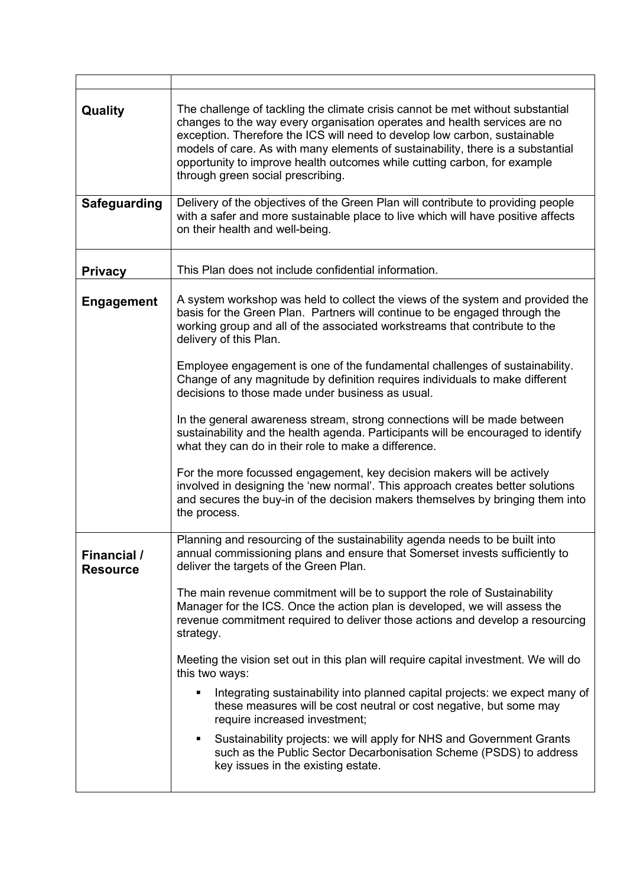| | |
|---|---|
| **Quality** | The challenge of tackling the climate crisis cannot be met without substantial changes to the way every organisation operates and health services are no exception. Therefore the ICS will need to develop low carbon, sustainable models of care. As with many elements of sustainability, there is a substantial opportunity to improve health outcomes while cutting carbon, for example through green social prescribing. |
| **Safeguarding** | Delivery of the objectives of the Green Plan will contribute to providing people with a safer and more sustainable place to live which will have positive affects on their health and well-being. |
| **Privacy** | This Plan does not include confidential information. |
| **Engagement** | A system workshop was held to collect the views of the system and provided the basis for the Green Plan. Partners will continue to be engaged through the working group and all of the associated workstreams that contribute to the delivery of this Plan.<br><br>Employee engagement is one of the fundamental challenges of sustainability. Change of any magnitude by definition requires individuals to make different decisions to those made under business as usual.<br><br>In the general awareness stream, strong connections will be made between sustainability and the health agenda. Participants will be encouraged to identify what they can do in their role to make a difference.<br><br>For the more focussed engagement, key decision makers will be actively involved in designing the 'new normal'. This approach creates better solutions and secures the buy-in of the decision makers themselves by bringing them into the process. |
| **Financial / Resource** | Planning and resourcing of the sustainability agenda needs to be built into annual commissioning plans and ensure that Somerset invests sufficiently to deliver the targets of the Green Plan.<br><br>The main revenue commitment will be to support the role of Sustainability Manager for the ICS. Once the action plan is developed, we will assess the revenue commitment required to deliver those actions and develop a resourcing strategy.<br><br>Meeting the vision set out in this plan will require capital investment. We will do this two ways:<br><br>▪ Integrating sustainability into planned capital projects: we expect many of these measures will be cost neutral or cost negative, but some may require increased investment;<br><br>▪ Sustainability projects: we will apply for NHS and Government Grants such as the Public Sector Decarbonisation Scheme (PSDS) to address key issues in the existing estate. |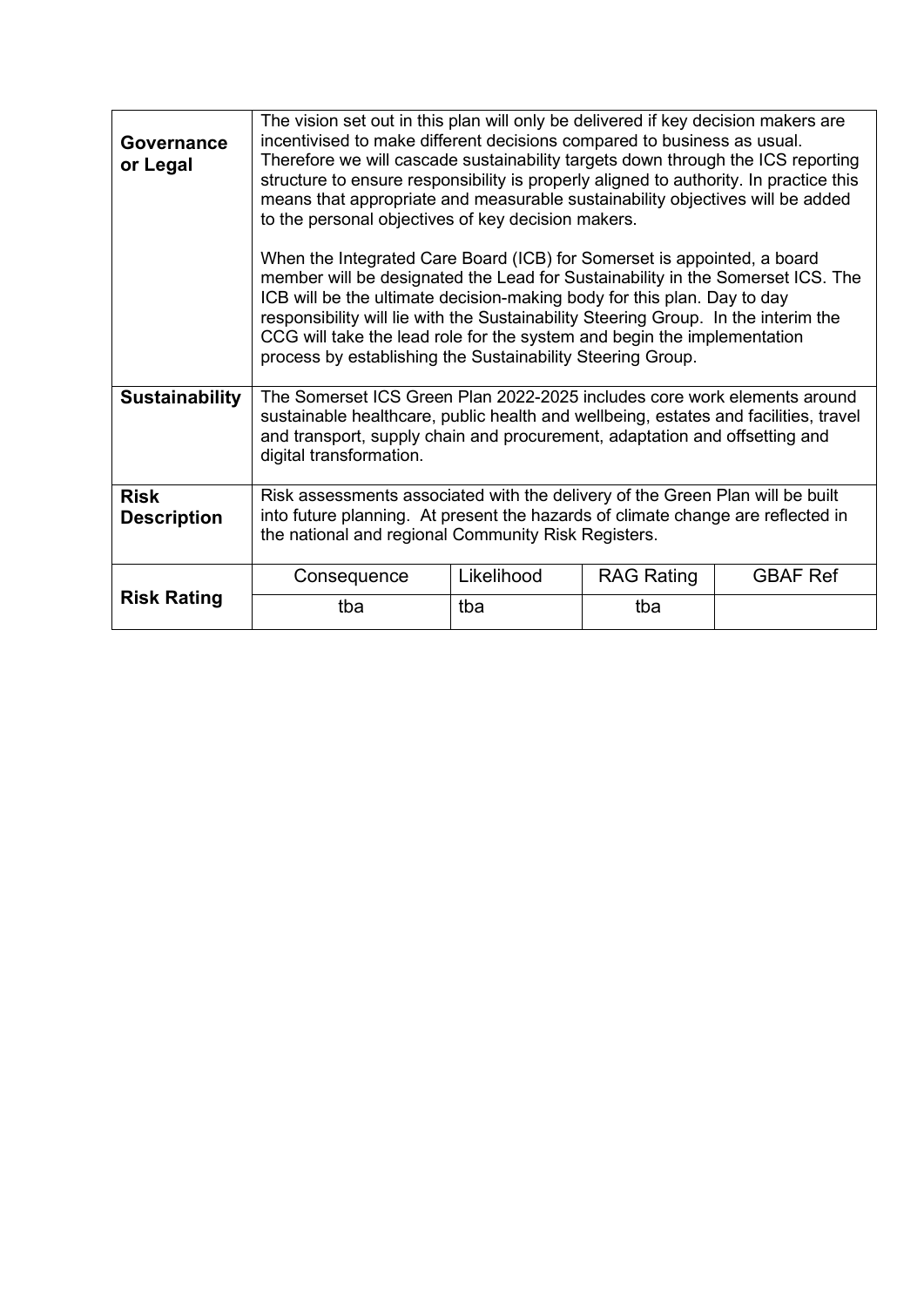| | | | | |
|---|---|---|---|---|
| **Governance or Legal** | The vision set out in this plan will only be delivered if key decision makers are incentivised to make different decisions compared to business as usual. Therefore we will cascade sustainability targets down through the ICS reporting structure to ensure responsibility is properly aligned to authority. In practice this means that appropriate and measurable sustainability objectives will be added to the personal objectives of key decision makers.<br><br>When the Integrated Care Board (ICB) for Somerset is appointed, a board member will be designated the Lead for Sustainability in the Somerset ICS. The ICB will be the ultimate decision-making body for this plan. Day to day responsibility will lie with the Sustainability Steering Group. In the interim the CCG will take the lead role for the system and begin the implementation process by establishing the Sustainability Steering Group. | | | |
| **Sustainability** | The Somerset ICS Green Plan 2022-2025 includes core work elements around sustainable healthcare, public health and wellbeing, estates and facilities, travel and transport, supply chain and procurement, adaptation and offsetting and digital transformation. | | | |
| **Risk Description** | Risk assessments associated with the delivery of the Green Plan will be built into future planning. At present the hazards of climate change are reflected in the national and regional Community Risk Registers. | | | |
| **Risk Rating** | Consequence | Likelihood | RAG Rating | GBAF Ref |
| | tba | tba | tba | |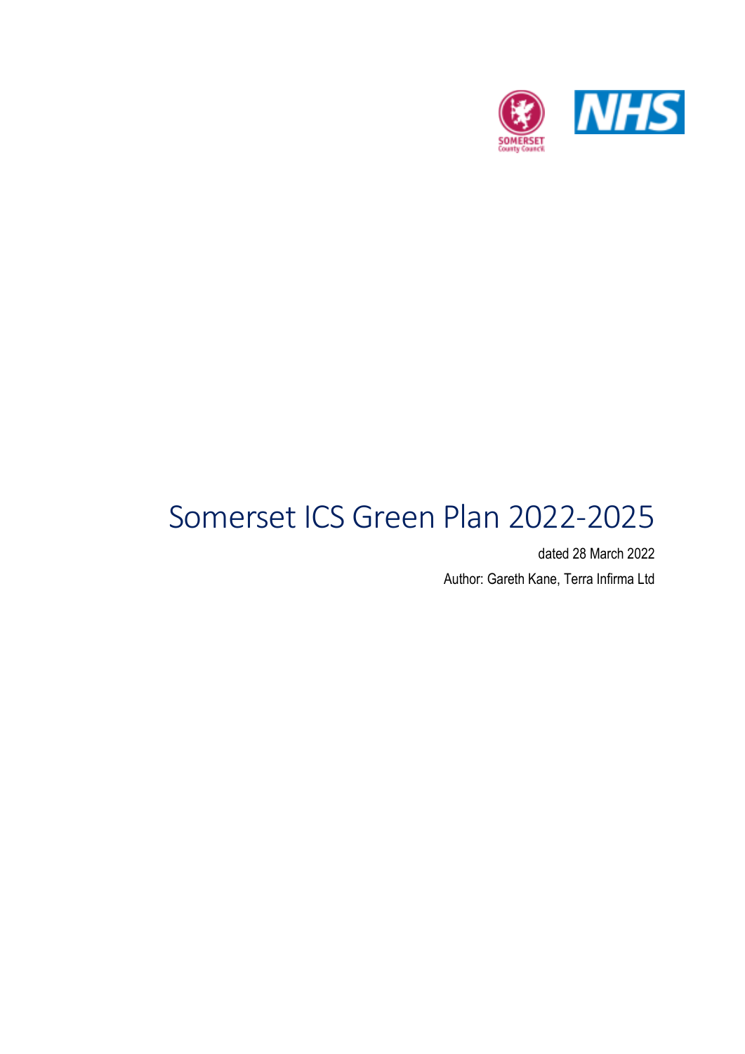# Somerset ICS Green Plan 2022-2025

dated 28 March 2022

Author: Gareth Kane, Terra Infirma Ltd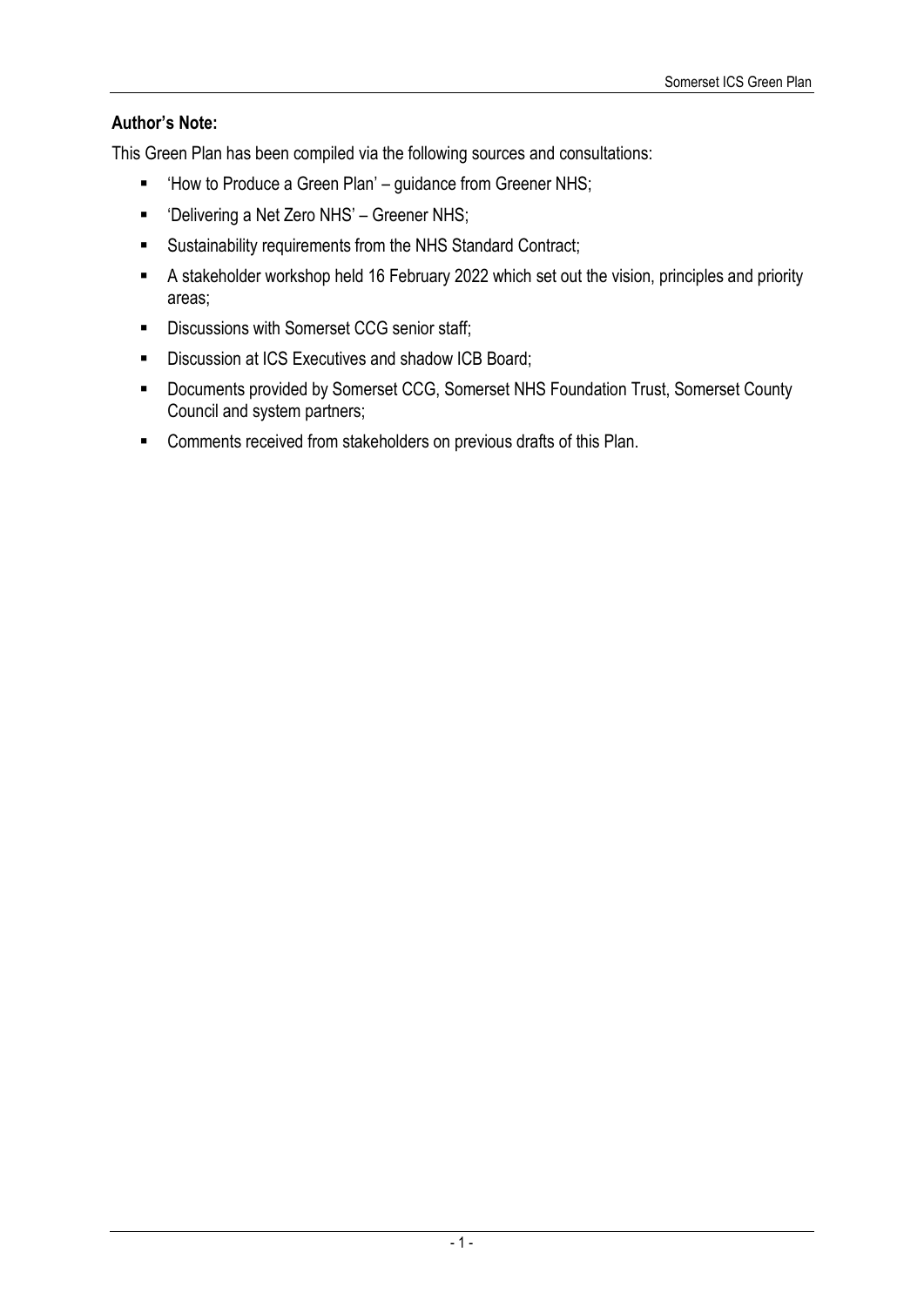**Author's Note:**

This Green Plan has been compiled via the following sources and consultations:

- 'How to Produce a Green Plan' – guidance from Greener NHS;
- 'Delivering a Net Zero NHS' – Greener NHS;
- Sustainability requirements from the NHS Standard Contract;
- A stakeholder workshop held 16 February 2022 which set out the vision, principles and priority areas;
- Discussions with Somerset CCG senior staff;
- Discussion at ICS Executives and shadow ICB Board;
- Documents provided by Somerset CCG, Somerset NHS Foundation Trust, Somerset County Council and system partners;
- Comments received from stakeholders on previous drafts of this Plan.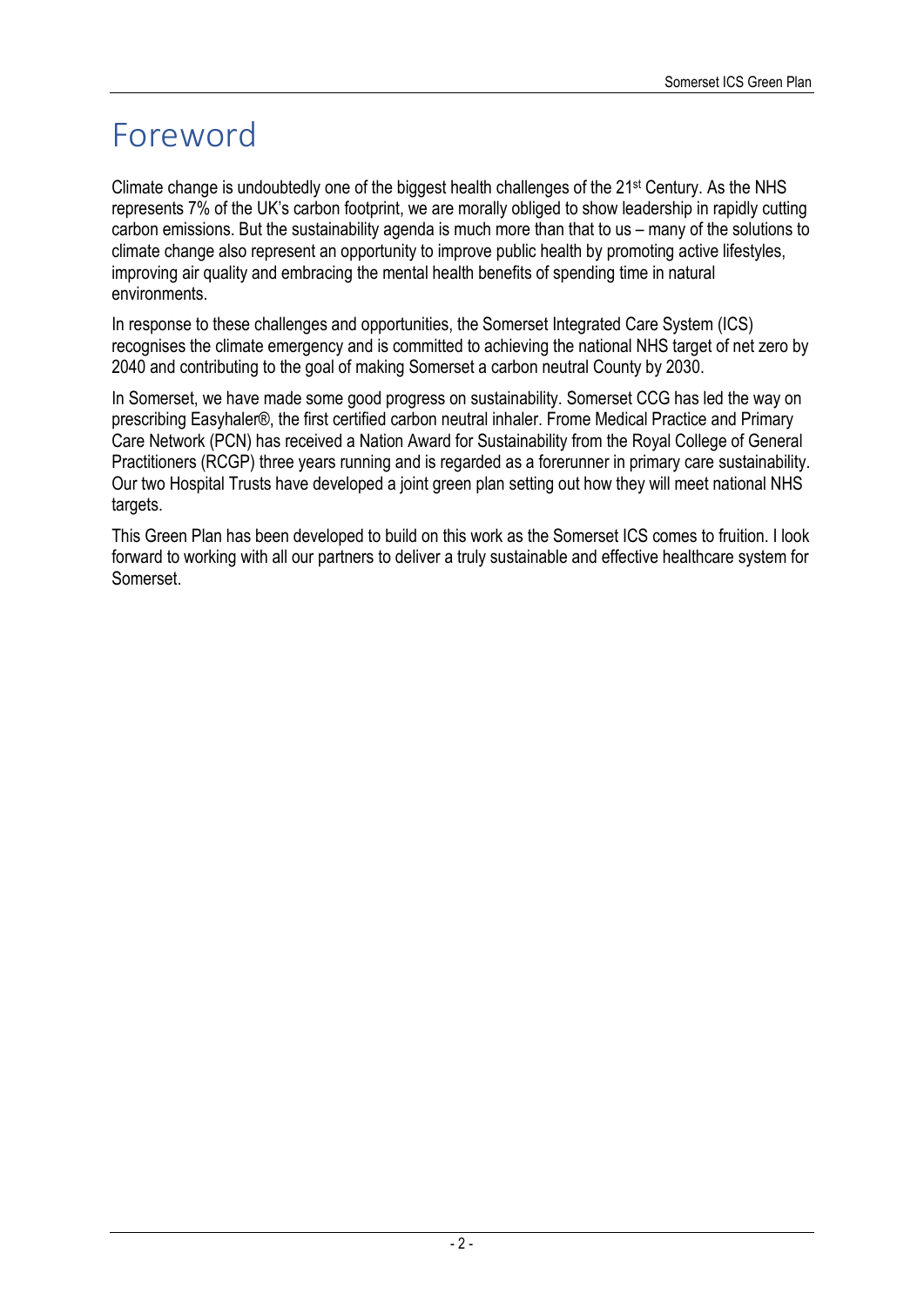# Foreword

Climate change is undoubtedly one of the biggest health challenges of the 21st Century. As the NHS represents 7% of the UK's carbon footprint, we are morally obliged to show leadership in rapidly cutting carbon emissions. But the sustainability agenda is much more than that to us – many of the solutions to climate change also represent an opportunity to improve public health by promoting active lifestyles, improving air quality and embracing the mental health benefits of spending time in natural environments.

In response to these challenges and opportunities, the Somerset Integrated Care System (ICS) recognises the climate emergency and is committed to achieving the national NHS target of net zero by 2040 and contributing to the goal of making Somerset a carbon neutral County by 2030.

In Somerset, we have made some good progress on sustainability. Somerset CCG has led the way on prescribing Easyhaler®, the first certified carbon neutral inhaler. Frome Medical Practice and Primary Care Network (PCN) has received a Nation Award for Sustainability from the Royal College of General Practitioners (RCGP) three years running and is regarded as a forerunner in primary care sustainability. Our two Hospital Trusts have developed a joint green plan setting out how they will meet national NHS targets.

This Green Plan has been developed to build on this work as the Somerset ICS comes to fruition. I look forward to working with all our partners to deliver a truly sustainable and effective healthcare system for Somerset.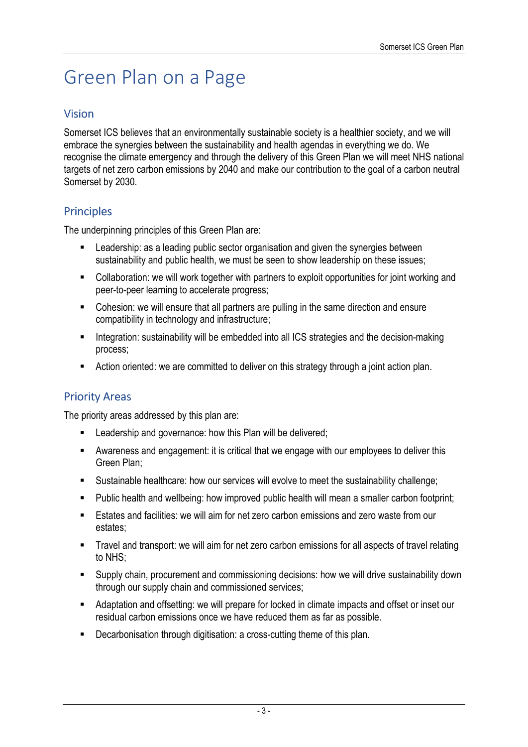# Green Plan on a Page

## Vision

Somerset ICS believes that an environmentally sustainable society is a healthier society, and we will embrace the synergies between the sustainability and health agendas in everything we do. We recognise the climate emergency and through the delivery of this Green Plan we will meet NHS national targets of net zero carbon emissions by 2040 and make our contribution to the goal of a carbon neutral Somerset by 2030.

## Principles

The underpinning principles of this Green Plan are:

- Leadership: as a leading public sector organisation and given the synergies between sustainability and public health, we must be seen to show leadership on these issues;
- Collaboration: we will work together with partners to exploit opportunities for joint working and peer-to-peer learning to accelerate progress;
- Cohesion: we will ensure that all partners are pulling in the same direction and ensure compatibility in technology and infrastructure;
- Integration: sustainability will be embedded into all ICS strategies and the decision-making process;
- Action oriented: we are committed to deliver on this strategy through a joint action plan.

## Priority Areas

The priority areas addressed by this plan are:

- Leadership and governance: how this Plan will be delivered;
- Awareness and engagement: it is critical that we engage with our employees to deliver this Green Plan;
- Sustainable healthcare: how our services will evolve to meet the sustainability challenge;
- Public health and wellbeing: how improved public health will mean a smaller carbon footprint;
- Estates and facilities: we will aim for net zero carbon emissions and zero waste from our estates;
- Travel and transport: we will aim for net zero carbon emissions for all aspects of travel relating to NHS;
- Supply chain, procurement and commissioning decisions: how we will drive sustainability down through our supply chain and commissioned services;
- Adaptation and offsetting: we will prepare for locked in climate impacts and offset or inset our residual carbon emissions once we have reduced them as far as possible.
- Decarbonisation through digitisation: a cross-cutting theme of this plan.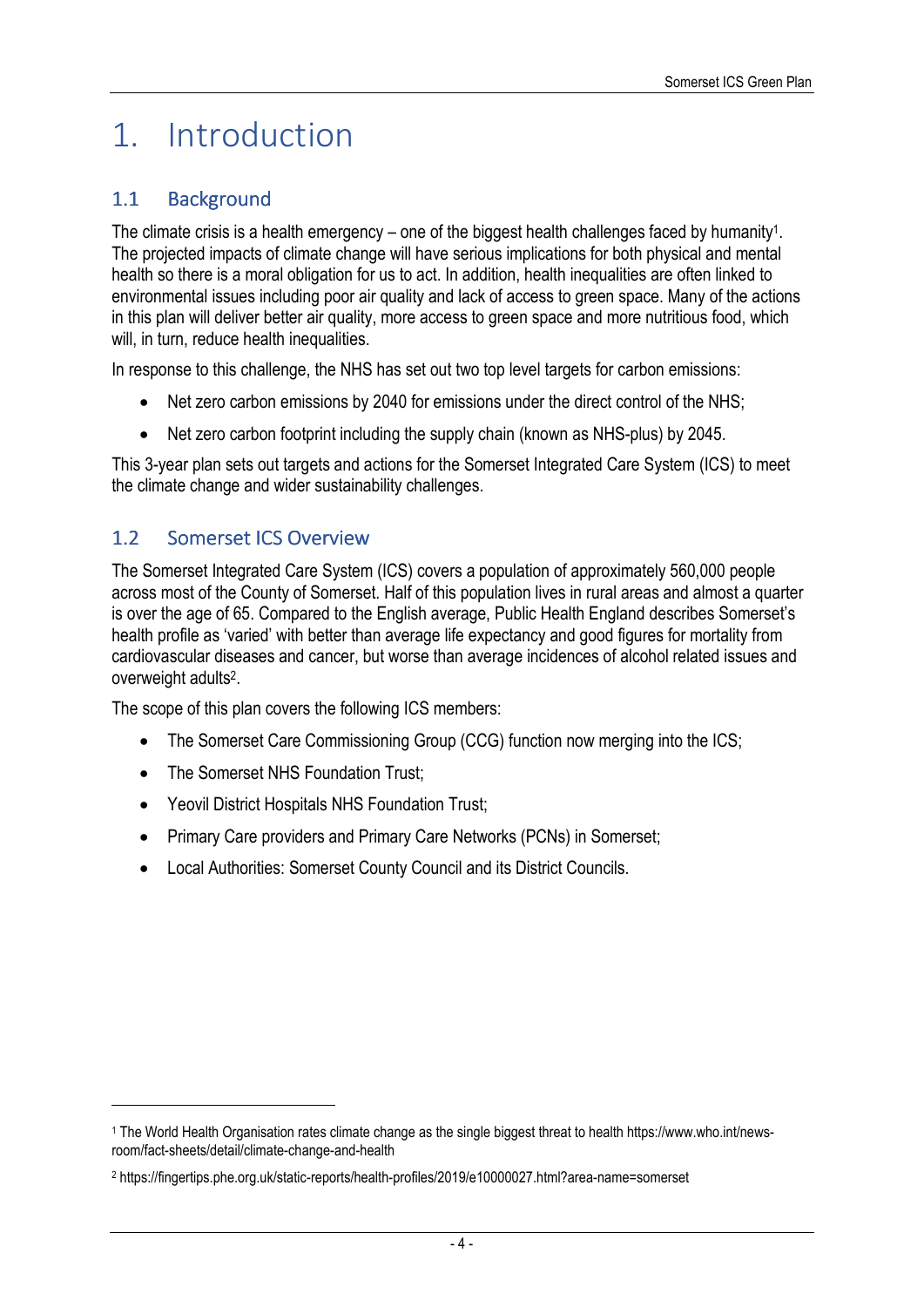# 1. Introduction

## 1.1 Background

The climate crisis is a health emergency – one of the biggest health challenges faced by humanity[1]. The projected impacts of climate change will have serious implications for both physical and mental health so there is a moral obligation for us to act. In addition, health inequalities are often linked to environmental issues including poor air quality and lack of access to green space. Many of the actions in this plan will deliver better air quality, more access to green space and more nutritious food, which will, in turn, reduce health inequalities.

In response to this challenge, the NHS has set out two top level targets for carbon emissions:

- Net zero carbon emissions by 2040 for emissions under the direct control of the NHS;
- Net zero carbon footprint including the supply chain (known as NHS-plus) by 2045.

This 3-year plan sets out targets and actions for the Somerset Integrated Care System (ICS) to meet the climate change and wider sustainability challenges.

## 1.2 Somerset ICS Overview

The Somerset Integrated Care System (ICS) covers a population of approximately 560,000 people across most of the County of Somerset. Half of this population lives in rural areas and almost a quarter is over the age of 65. Compared to the English average, Public Health England describes Somerset's health profile as 'varied' with better than average life expectancy and good figures for mortality from cardiovascular diseases and cancer, but worse than average incidences of alcohol related issues and overweight adults[2].

The scope of this plan covers the following ICS members:

- The Somerset Care Commissioning Group (CCG) function now merging into the ICS;
- The Somerset NHS Foundation Trust;
- Yeovil District Hospitals NHS Foundation Trust;
- Primary Care providers and Primary Care Networks (PCNs) in Somerset;
- Local Authorities: Somerset County Council and its District Councils.

---

[1] The World Health Organisation rates climate change as the single biggest threat to health https://www.who.int/news-room/fact-sheets/detail/climate-change-and-health

[2] https://fingertips.phe.org.uk/static-reports/health-profiles/2019/e10000027.html?area-name=somerset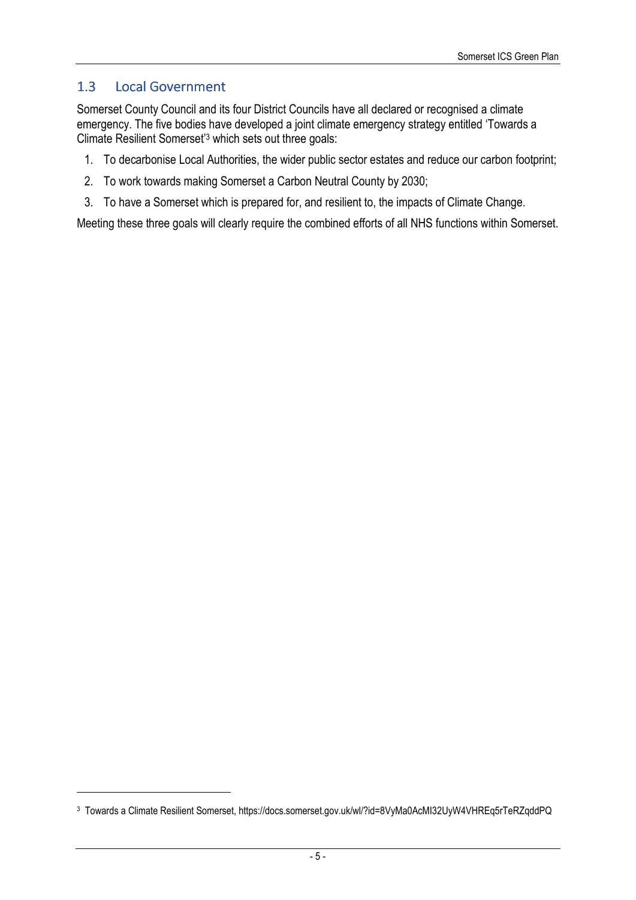## 1.3 Local Government

Somerset County Council and its four District Councils have all declared or recognised a climate emergency. The five bodies have developed a joint climate emergency strategy entitled 'Towards a Climate Resilient Somerset'[3] which sets out three goals:

1. To decarbonise Local Authorities, the wider public sector estates and reduce our carbon footprint;
2. To work towards making Somerset a Carbon Neutral County by 2030;
3. To have a Somerset which is prepared for, and resilient to, the impacts of Climate Change.

Meeting these three goals will clearly require the combined efforts of all NHS functions within Somerset.

[3] Towards a Climate Resilient Somerset, https://docs.somerset.gov.uk/wl/?id=8VyMa0AcMI32UyW4VHREq5rTeRZqddPQ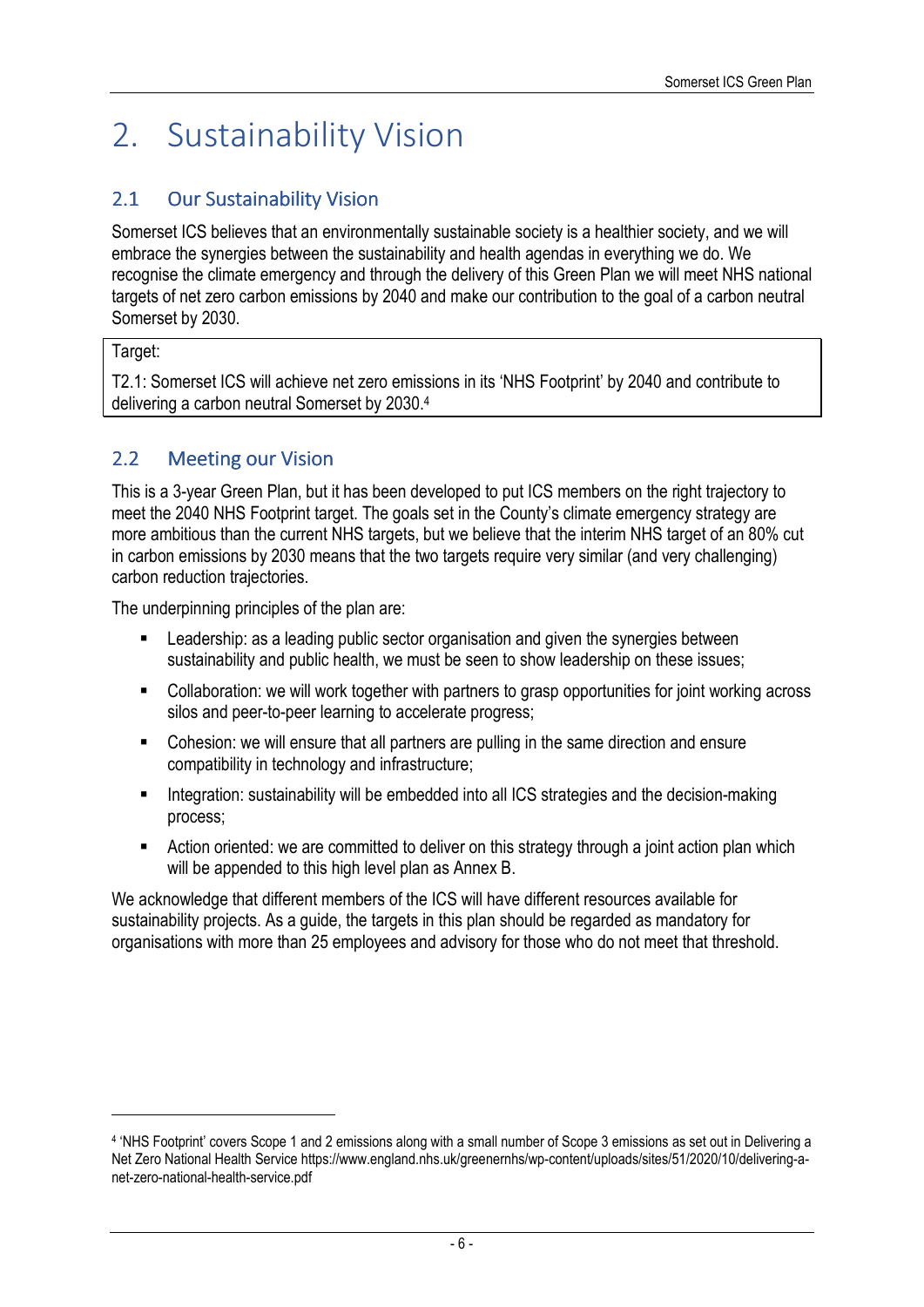# 2. Sustainability Vision

## 2.1 Our Sustainability Vision

Somerset ICS believes that an environmentally sustainable society is a healthier society, and we will embrace the synergies between the sustainability and health agendas in everything we do. We recognise the climate emergency and through the delivery of this Green Plan we will meet NHS national targets of net zero carbon emissions by 2040 and make our contribution to the goal of a carbon neutral Somerset by 2030.

| Target: |
| --- |
| T2.1: Somerset ICS will achieve net zero emissions in its 'NHS Footprint' by 2040 and contribute to delivering a carbon neutral Somerset by 2030.[4] |

## 2.2 Meeting our Vision

This is a 3-year Green Plan, but it has been developed to put ICS members on the right trajectory to meet the 2040 NHS Footprint target. The goals set in the County's climate emergency strategy are more ambitious than the current NHS targets, but we believe that the interim NHS target of an 80% cut in carbon emissions by 2030 means that the two targets require very similar (and very challenging) carbon reduction trajectories.

The underpinning principles of the plan are:

- Leadership: as a leading public sector organisation and given the synergies between sustainability and public health, we must be seen to show leadership on these issues;
- Collaboration: we will work together with partners to grasp opportunities for joint working across silos and peer-to-peer learning to accelerate progress;
- Cohesion: we will ensure that all partners are pulling in the same direction and ensure compatibility in technology and infrastructure;
- Integration: sustainability will be embedded into all ICS strategies and the decision-making process;
- Action oriented: we are committed to deliver on this strategy through a joint action plan which will be appended to this high level plan as Annex B.

We acknowledge that different members of the ICS will have different resources available for sustainability projects. As a guide, the targets in this plan should be regarded as mandatory for organisations with more than 25 employees and advisory for those who do not meet that threshold.

---

[4] 'NHS Footprint' covers Scope 1 and 2 emissions along with a small number of Scope 3 emissions as set out in Delivering a Net Zero National Health Service https://www.england.nhs.uk/greenernhs/wp-content/uploads/sites/51/2020/10/delivering-a-net-zero-national-health-service.pdf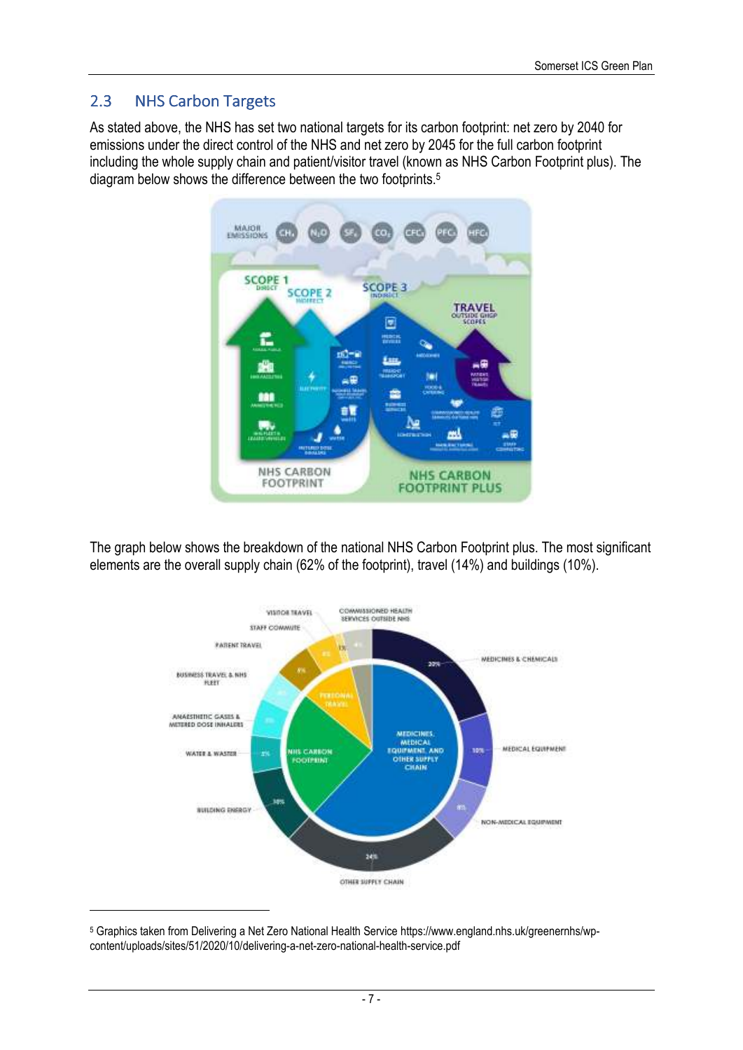## 2.3 NHS Carbon Targets

As stated above, the NHS has set two national targets for its carbon footprint: net zero by 2040 for emissions under the direct control of the NHS and net zero by 2045 for the full carbon footprint including the whole supply chain and patient/visitor travel (known as NHS Carbon Footprint plus). The diagram below shows the difference between the two footprints.[5]

The graph below shows the breakdown of the national NHS Carbon Footprint plus. The most significant elements are the overall supply chain (62% of the footprint), travel (14%) and buildings (10%).

---

[5] Graphics taken from Delivering a Net Zero National Health Service https://www.england.nhs.uk/greenernhs/wp-content/uploads/sites/51/2020/10/delivering-a-net-zero-national-health-service.pdf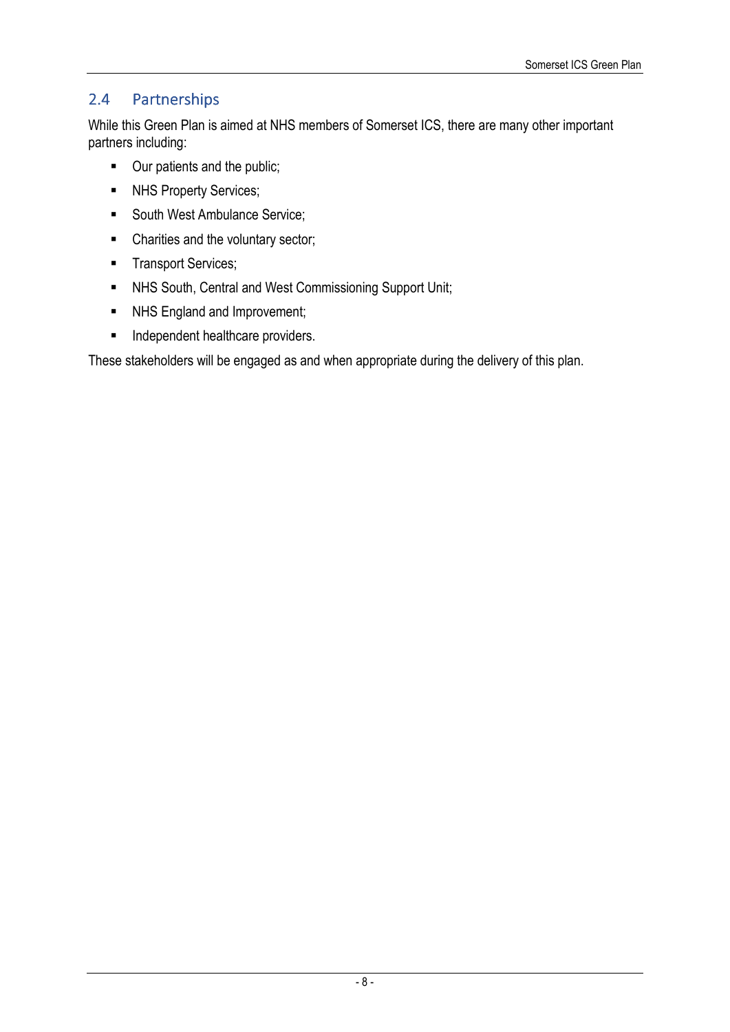## 2.4 Partnerships

While this Green Plan is aimed at NHS members of Somerset ICS, there are many other important partners including:

- Our patients and the public;
- NHS Property Services;
- South West Ambulance Service;
- Charities and the voluntary sector;
- Transport Services;
- NHS South, Central and West Commissioning Support Unit;
- NHS England and Improvement;
- Independent healthcare providers.

These stakeholders will be engaged as and when appropriate during the delivery of this plan.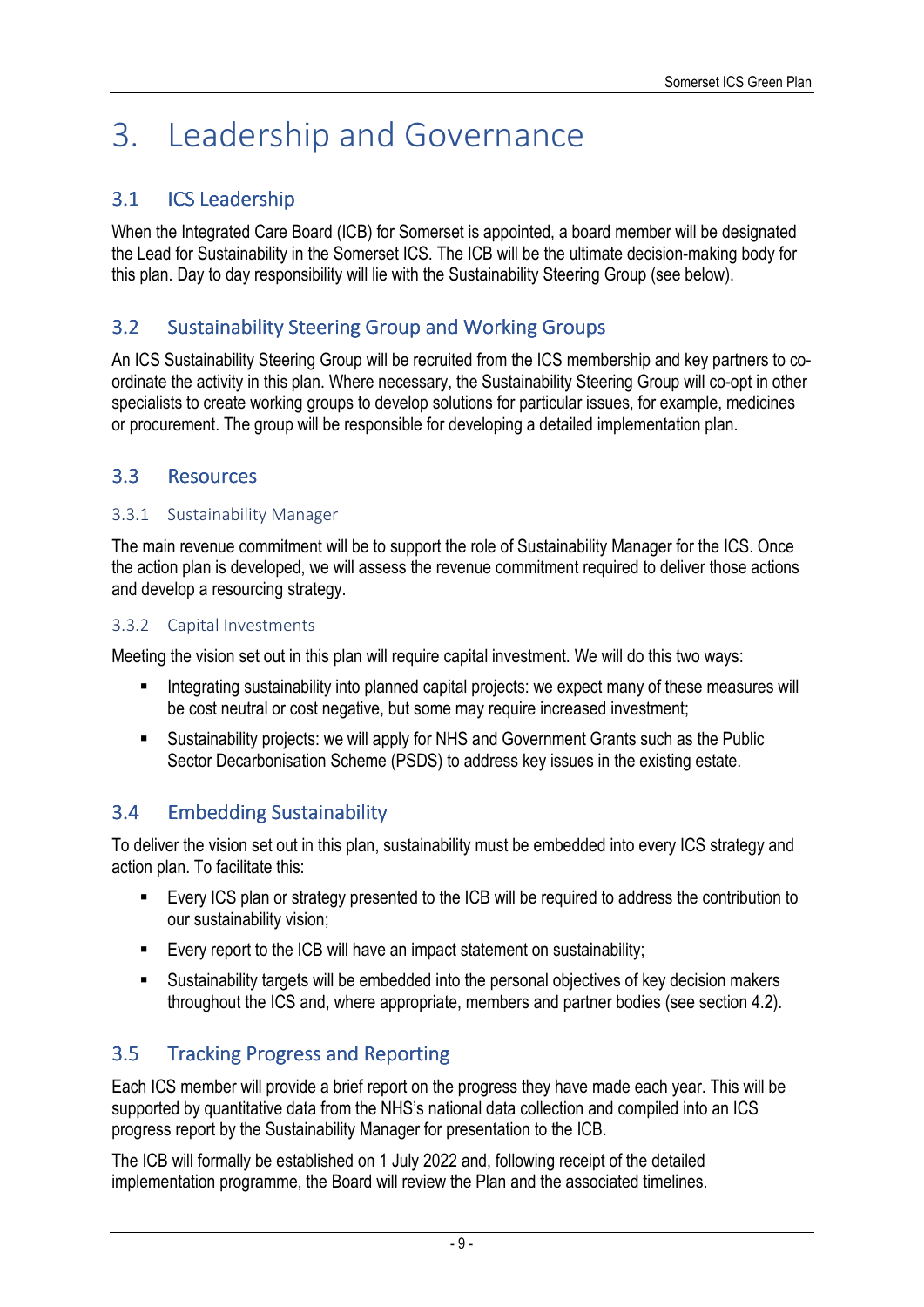# 3. Leadership and Governance

## 3.1 ICS Leadership

When the Integrated Care Board (ICB) for Somerset is appointed, a board member will be designated the Lead for Sustainability in the Somerset ICS. The ICB will be the ultimate decision-making body for this plan. Day to day responsibility will lie with the Sustainability Steering Group (see below).

## 3.2 Sustainability Steering Group and Working Groups

An ICS Sustainability Steering Group will be recruited from the ICS membership and key partners to co-ordinate the activity in this plan. Where necessary, the Sustainability Steering Group will co-opt in other specialists to create working groups to develop solutions for particular issues, for example, medicines or procurement. The group will be responsible for developing a detailed implementation plan.

## 3.3 Resources

### 3.3.1 Sustainability Manager

The main revenue commitment will be to support the role of Sustainability Manager for the ICS. Once the action plan is developed, we will assess the revenue commitment required to deliver those actions and develop a resourcing strategy.

### 3.3.2 Capital Investments

Meeting the vision set out in this plan will require capital investment. We will do this two ways:

- Integrating sustainability into planned capital projects: we expect many of these measures will be cost neutral or cost negative, but some may require increased investment;
- Sustainability projects: we will apply for NHS and Government Grants such as the Public Sector Decarbonisation Scheme (PSDS) to address key issues in the existing estate.

## 3.4 Embedding Sustainability

To deliver the vision set out in this plan, sustainability must be embedded into every ICS strategy and action plan. To facilitate this:

- Every ICS plan or strategy presented to the ICB will be required to address the contribution to our sustainability vision;
- Every report to the ICB will have an impact statement on sustainability;
- Sustainability targets will be embedded into the personal objectives of key decision makers throughout the ICS and, where appropriate, members and partner bodies (see section 4.2).

## 3.5 Tracking Progress and Reporting

Each ICS member will provide a brief report on the progress they have made each year. This will be supported by quantitative data from the NHS's national data collection and compiled into an ICS progress report by the Sustainability Manager for presentation to the ICB.

The ICB will formally be established on 1 July 2022 and, following receipt of the detailed implementation programme, the Board will review the Plan and the associated timelines.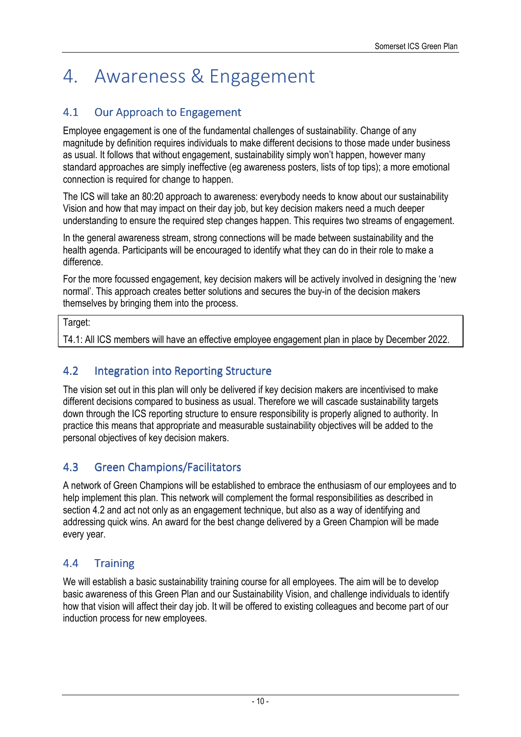# 4. Awareness & Engagement

## 4.1 Our Approach to Engagement

Employee engagement is one of the fundamental challenges of sustainability. Change of any magnitude by definition requires individuals to make different decisions to those made under business as usual. It follows that without engagement, sustainability simply won't happen, however many standard approaches are simply ineffective (eg awareness posters, lists of top tips); a more emotional connection is required for change to happen.

The ICS will take an 80:20 approach to awareness: everybody needs to know about our sustainability Vision and how that may impact on their day job, but key decision makers need a much deeper understanding to ensure the required step changes happen. This requires two streams of engagement.

In the general awareness stream, strong connections will be made between sustainability and the health agenda. Participants will be encouraged to identify what they can do in their role to make a difference.

For the more focussed engagement, key decision makers will be actively involved in designing the 'new normal'. This approach creates better solutions and secures the buy-in of the decision makers themselves by bringing them into the process.

| Target: |
|---|
| T4.1: All ICS members will have an effective employee engagement plan in place by December 2022. |

## 4.2 Integration into Reporting Structure

The vision set out in this plan will only be delivered if key decision makers are incentivised to make different decisions compared to business as usual. Therefore we will cascade sustainability targets down through the ICS reporting structure to ensure responsibility is properly aligned to authority. In practice this means that appropriate and measurable sustainability objectives will be added to the personal objectives of key decision makers.

## 4.3 Green Champions/Facilitators

A network of Green Champions will be established to embrace the enthusiasm of our employees and to help implement this plan. This network will complement the formal responsibilities as described in section 4.2 and act not only as an engagement technique, but also as a way of identifying and addressing quick wins. An award for the best change delivered by a Green Champion will be made every year.

## 4.4 Training

We will establish a basic sustainability training course for all employees. The aim will be to develop basic awareness of this Green Plan and our Sustainability Vision, and challenge individuals to identify how that vision will affect their day job. It will be offered to existing colleagues and become part of our induction process for new employees.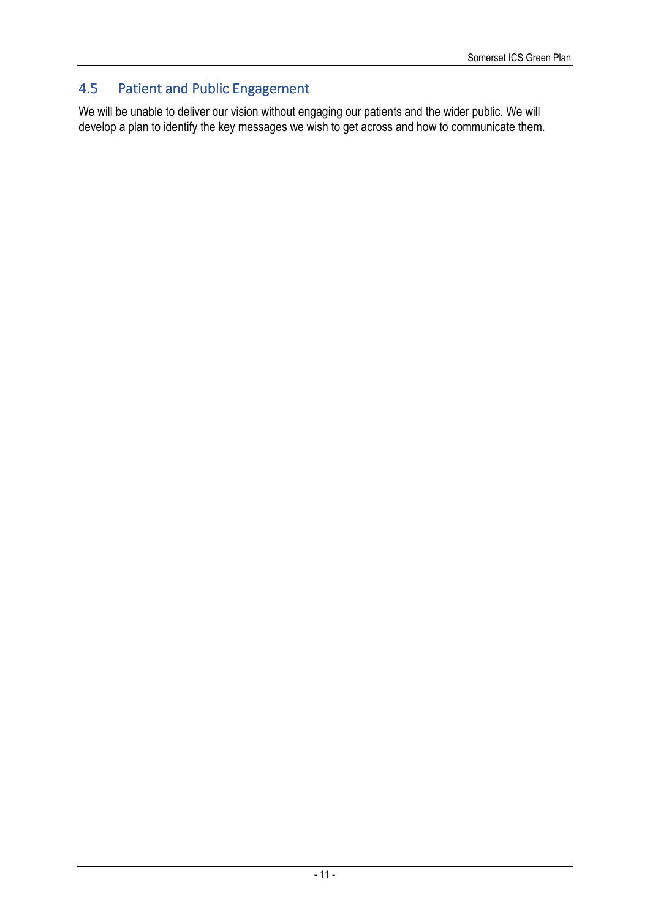## 4.5 Patient and Public Engagement

We will be unable to deliver our vision without engaging our patients and the wider public. We will develop a plan to identify the key messages we wish to get across and how to communicate them.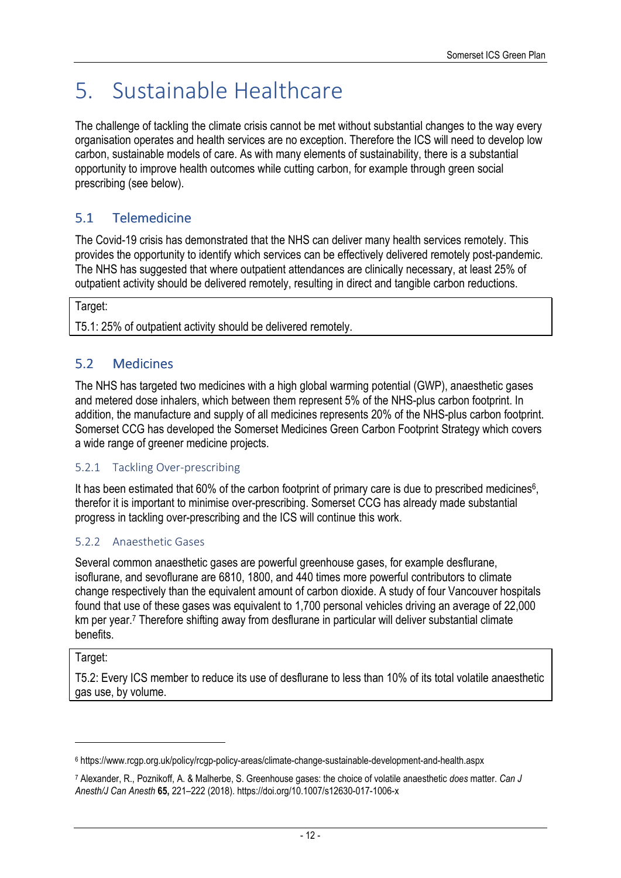# 5. Sustainable Healthcare

The challenge of tackling the climate crisis cannot be met without substantial changes to the way every organisation operates and health services are no exception. Therefore the ICS will need to develop low carbon, sustainable models of care. As with many elements of sustainability, there is a substantial opportunity to improve health outcomes while cutting carbon, for example through green social prescribing (see below).

## 5.1 Telemedicine

The Covid-19 crisis has demonstrated that the NHS can deliver many health services remotely. This provides the opportunity to identify which services can be effectively delivered remotely post-pandemic. The NHS has suggested that where outpatient attendances are clinically necessary, at least 25% of outpatient activity should be delivered remotely, resulting in direct and tangible carbon reductions.

| Target: |
|---|
| T5.1: 25% of outpatient activity should be delivered remotely. |

## 5.2 Medicines

The NHS has targeted two medicines with a high global warming potential (GWP), anaesthetic gases and metered dose inhalers, which between them represent 5% of the NHS-plus carbon footprint. In addition, the manufacture and supply of all medicines represents 20% of the NHS-plus carbon footprint. Somerset CCG has developed the Somerset Medicines Green Carbon Footprint Strategy which covers a wide range of greener medicine projects.

### 5.2.1 Tackling Over-prescribing

It has been estimated that 60% of the carbon footprint of primary care is due to prescribed medicines[6], therefor it is important to minimise over-prescribing. Somerset CCG has already made substantial progress in tackling over-prescribing and the ICS will continue this work.

### 5.2.2 Anaesthetic Gases

Several common anaesthetic gases are powerful greenhouse gases, for example desflurane, isoflurane, and sevoflurane are 6810, 1800, and 440 times more powerful contributors to climate change respectively than the equivalent amount of carbon dioxide. A study of four Vancouver hospitals found that use of these gases was equivalent to 1,700 personal vehicles driving an average of 22,000 km per year.[7] Therefore shifting away from desflurane in particular will deliver substantial climate benefits.

| Target: |
|---|
| T5.2: Every ICS member to reduce its use of desflurane to less than 10% of its total volatile anaesthetic gas use, by volume. |

---

[6] https://www.rcgp.org.uk/policy/rcgp-policy-areas/climate-change-sustainable-development-and-health.aspx

[7] Alexander, R., Poznikoff, A. & Malherbe, S. Greenhouse gases: the choice of volatile anaesthetic *does* matter. *Can J Anesth/J Can Anesth* **65,** 221–222 (2018). https://doi.org/10.1007/s12630-017-1006-x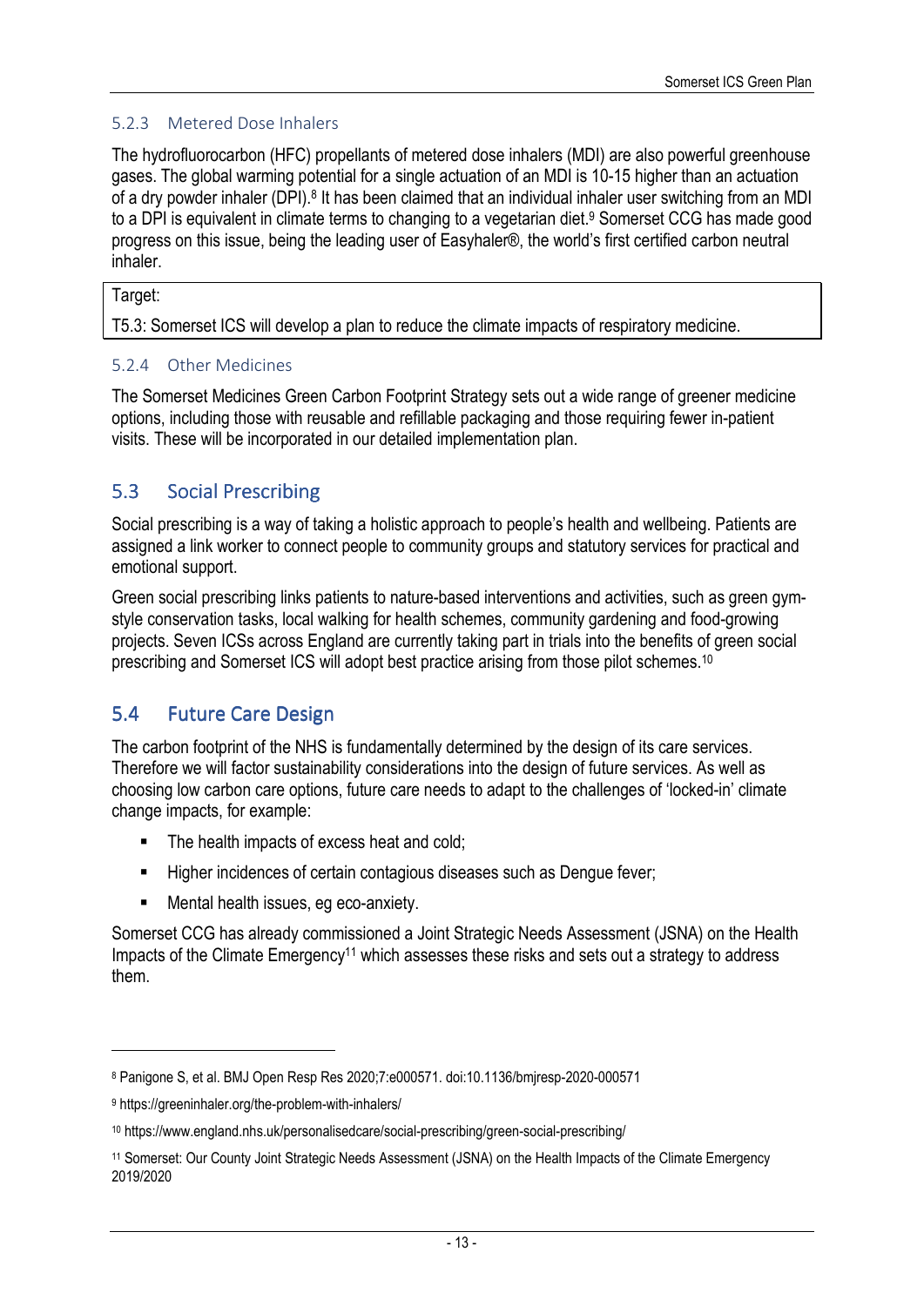### 5.2.3 Metered Dose Inhalers

The hydrofluorocarbon (HFC) propellants of metered dose inhalers (MDI) are also powerful greenhouse gases. The global warming potential for a single actuation of an MDI is 10-15 higher than an actuation of a dry powder inhaler (DPI).[8] It has been claimed that an individual inhaler user switching from an MDI to a DPI is equivalent in climate terms to changing to a vegetarian diet.[9] Somerset CCG has made good progress on this issue, being the leading user of Easyhaler®, the world's first certified carbon neutral inhaler.

| Target: |
|---|
| T5.3: Somerset ICS will develop a plan to reduce the climate impacts of respiratory medicine. |

### 5.2.4 Other Medicines

The Somerset Medicines Green Carbon Footprint Strategy sets out a wide range of greener medicine options, including those with reusable and refillable packaging and those requiring fewer in-patient visits. These will be incorporated in our detailed implementation plan.

## 5.3 Social Prescribing

Social prescribing is a way of taking a holistic approach to people's health and wellbeing. Patients are assigned a link worker to connect people to community groups and statutory services for practical and emotional support.

Green social prescribing links patients to nature-based interventions and activities, such as green gym-style conservation tasks, local walking for health schemes, community gardening and food-growing projects. Seven ICSs across England are currently taking part in trials into the benefits of green social prescribing and Somerset ICS will adopt best practice arising from those pilot schemes.[10]

## 5.4 Future Care Design

The carbon footprint of the NHS is fundamentally determined by the design of its care services. Therefore we will factor sustainability considerations into the design of future services. As well as choosing low carbon care options, future care needs to adapt to the challenges of 'locked-in' climate change impacts, for example:

- The health impacts of excess heat and cold;
- Higher incidences of certain contagious diseases such as Dengue fever;
- Mental health issues, eg eco-anxiety.

Somerset CCG has already commissioned a Joint Strategic Needs Assessment (JSNA) on the Health Impacts of the Climate Emergency[11] which assesses these risks and sets out a strategy to address them.

---

[8] Panigone S, et al. BMJ Open Resp Res 2020;7:e000571. doi:10.1136/bmjresp-2020-000571

[9] https://greeninhaler.org/the-problem-with-inhalers/

[10] https://www.england.nhs.uk/personalisedcare/social-prescribing/green-social-prescribing/

[11] Somerset: Our County Joint Strategic Needs Assessment (JSNA) on the Health Impacts of the Climate Emergency 2019/2020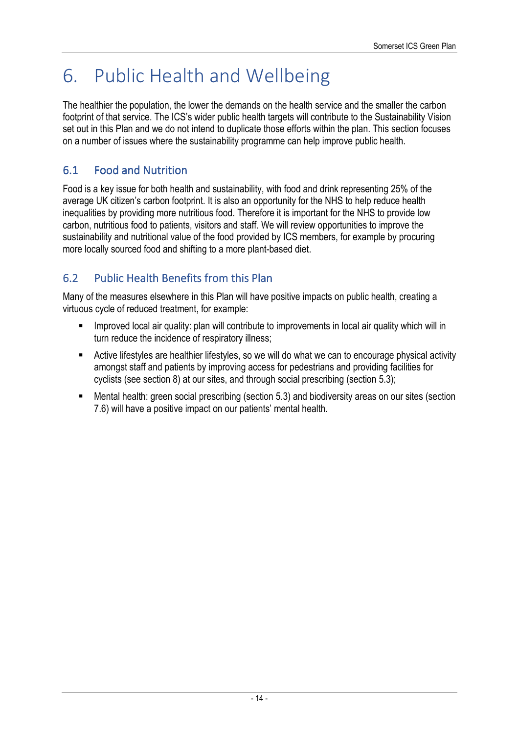# 6. Public Health and Wellbeing

The healthier the population, the lower the demands on the health service and the smaller the carbon footprint of that service. The ICS's wider public health targets will contribute to the Sustainability Vision set out in this Plan and we do not intend to duplicate those efforts within the plan. This section focuses on a number of issues where the sustainability programme can help improve public health.

## 6.1 Food and Nutrition

Food is a key issue for both health and sustainability, with food and drink representing 25% of the average UK citizen's carbon footprint. It is also an opportunity for the NHS to help reduce health inequalities by providing more nutritious food. Therefore it is important for the NHS to provide low carbon, nutritious food to patients, visitors and staff. We will review opportunities to improve the sustainability and nutritional value of the food provided by ICS members, for example by procuring more locally sourced food and shifting to a more plant-based diet.

## 6.2 Public Health Benefits from this Plan

Many of the measures elsewhere in this Plan will have positive impacts on public health, creating a virtuous cycle of reduced treatment, for example:

- Improved local air quality: plan will contribute to improvements in local air quality which will in turn reduce the incidence of respiratory illness;
- Active lifestyles are healthier lifestyles, so we will do what we can to encourage physical activity amongst staff and patients by improving access for pedestrians and providing facilities for cyclists (see section 8) at our sites, and through social prescribing (section 5.3);
- Mental health: green social prescribing (section 5.3) and biodiversity areas on our sites (section 7.6) will have a positive impact on our patients' mental health.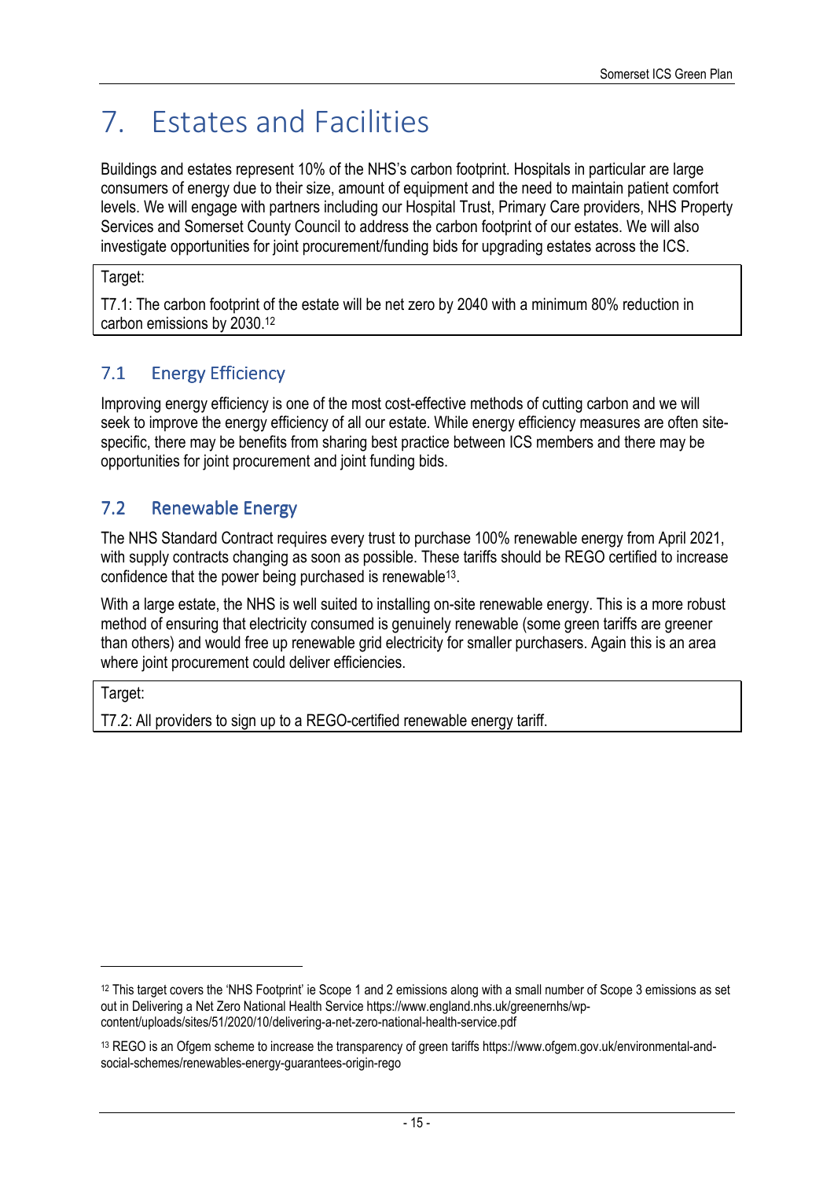# 7. Estates and Facilities

Buildings and estates represent 10% of the NHS's carbon footprint. Hospitals in particular are large consumers of energy due to their size, amount of equipment and the need to maintain patient comfort levels. We will engage with partners including our Hospital Trust, Primary Care providers, NHS Property Services and Somerset County Council to address the carbon footprint of our estates. We will also investigate opportunities for joint procurement/funding bids for upgrading estates across the ICS.

| Target: |
| --- |
| T7.1: The carbon footprint of the estate will be net zero by 2040 with a minimum 80% reduction in carbon emissions by 2030.[12] |

## 7.1 Energy Efficiency

Improving energy efficiency is one of the most cost-effective methods of cutting carbon and we will seek to improve the energy efficiency of all our estate. While energy efficiency measures are often site-specific, there may be benefits from sharing best practice between ICS members and there may be opportunities for joint procurement and joint funding bids.

## 7.2 Renewable Energy

The NHS Standard Contract requires every trust to purchase 100% renewable energy from April 2021, with supply contracts changing as soon as possible. These tariffs should be REGO certified to increase confidence that the power being purchased is renewable[13].

With a large estate, the NHS is well suited to installing on-site renewable energy. This is a more robust method of ensuring that electricity consumed is genuinely renewable (some green tariffs are greener than others) and would free up renewable grid electricity for smaller purchasers. Again this is an area where joint procurement could deliver efficiencies.

| Target: |
| --- |
| T7.2: All providers to sign up to a REGO-certified renewable energy tariff. |

---

[12] This target covers the 'NHS Footprint' ie Scope 1 and 2 emissions along with a small number of Scope 3 emissions as set out in Delivering a Net Zero National Health Service https://www.england.nhs.uk/greenernhs/wp-content/uploads/sites/51/2020/10/delivering-a-net-zero-national-health-service.pdf

[13] REGO is an Ofgem scheme to increase the transparency of green tariffs https://www.ofgem.gov.uk/environmental-and-social-schemes/renewables-energy-guarantees-origin-rego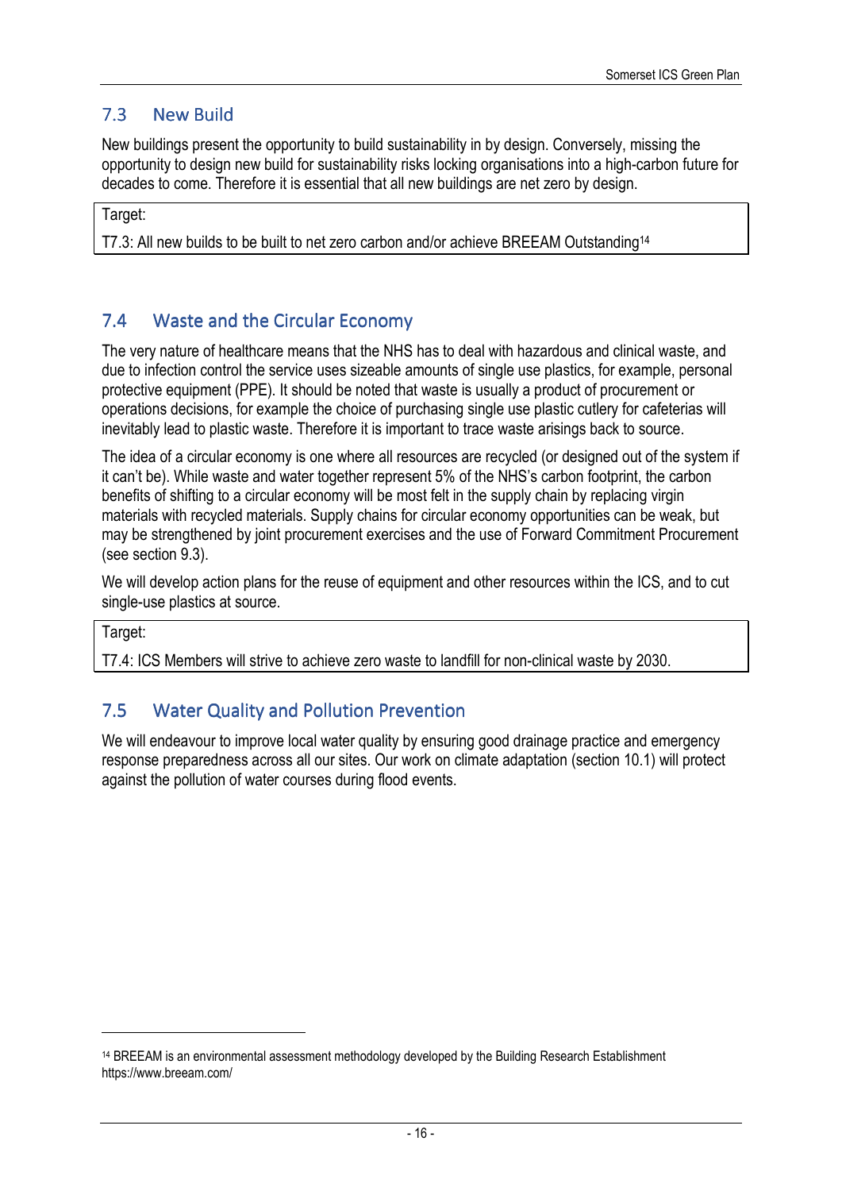## 7.3 New Build

New buildings present the opportunity to build sustainability in by design. Conversely, missing the opportunity to design new build for sustainability risks locking organisations into a high-carbon future for decades to come. Therefore it is essential that all new buildings are net zero by design.

| Target: |
| --- |
| T7.3: All new builds to be built to net zero carbon and/or achieve BREEAM Outstanding[14] |

## 7.4 Waste and the Circular Economy

The very nature of healthcare means that the NHS has to deal with hazardous and clinical waste, and due to infection control the service uses sizeable amounts of single use plastics, for example, personal protective equipment (PPE). It should be noted that waste is usually a product of procurement or operations decisions, for example the choice of purchasing single use plastic cutlery for cafeterias will inevitably lead to plastic waste. Therefore it is important to trace waste arisings back to source.

The idea of a circular economy is one where all resources are recycled (or designed out of the system if it can't be). While waste and water together represent 5% of the NHS's carbon footprint, the carbon benefits of shifting to a circular economy will be most felt in the supply chain by replacing virgin materials with recycled materials. Supply chains for circular economy opportunities can be weak, but may be strengthened by joint procurement exercises and the use of Forward Commitment Procurement (see section 9.3).

We will develop action plans for the reuse of equipment and other resources within the ICS, and to cut single-use plastics at source.

| Target: |
| --- |
| T7.4: ICS Members will strive to achieve zero waste to landfill for non-clinical waste by 2030. |

## 7.5 Water Quality and Pollution Prevention

We will endeavour to improve local water quality by ensuring good drainage practice and emergency response preparedness across all our sites. Our work on climate adaptation (section 10.1) will protect against the pollution of water courses during flood events.

---

[14] BREEAM is an environmental assessment methodology developed by the Building Research Establishment https://www.breeam.com/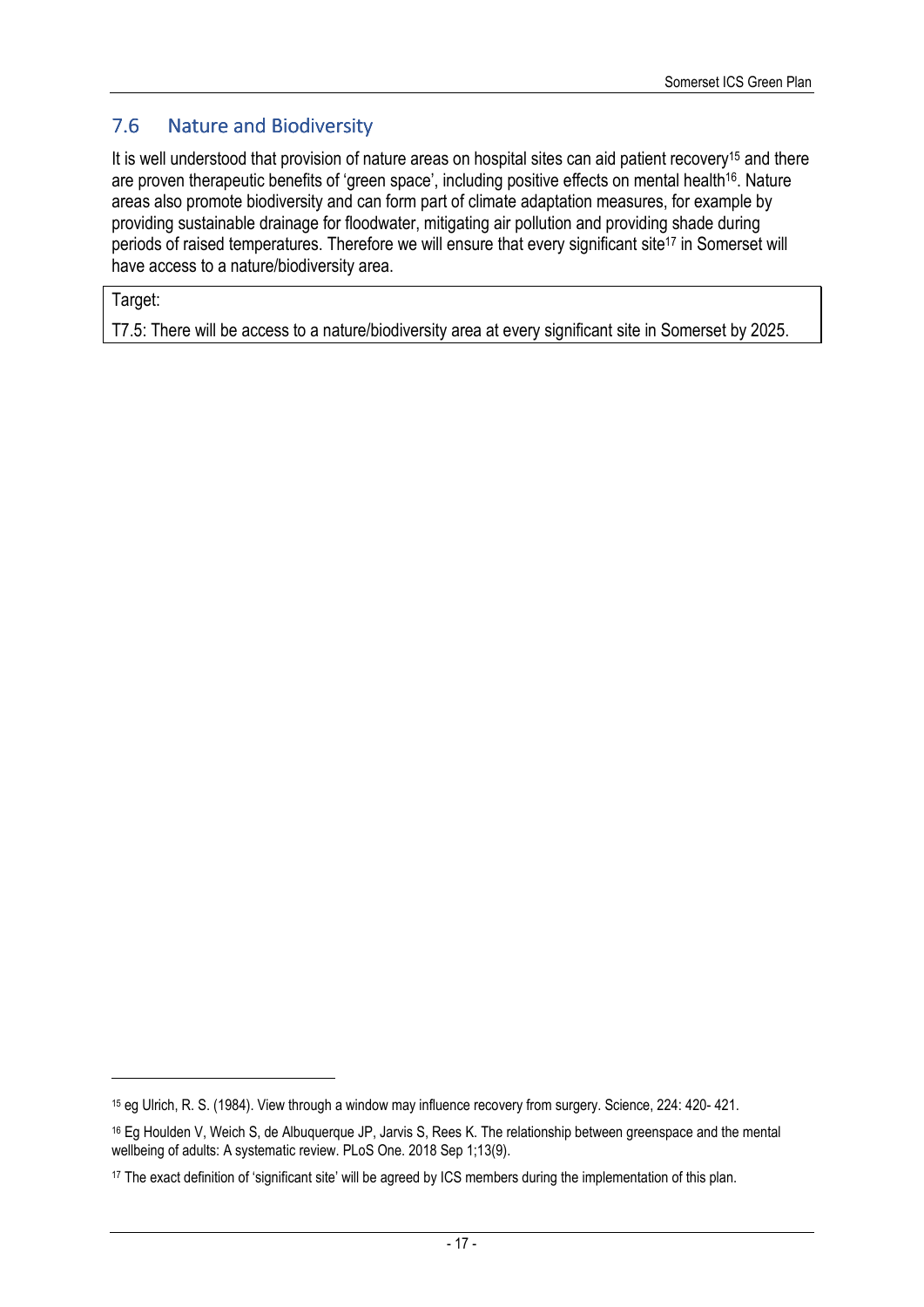## 7.6 Nature and Biodiversity

It is well understood that provision of nature areas on hospital sites can aid patient recovery[15] and there are proven therapeutic benefits of 'green space', including positive effects on mental health[16]. Nature areas also promote biodiversity and can form part of climate adaptation measures, for example by providing sustainable drainage for floodwater, mitigating air pollution and providing shade during periods of raised temperatures. Therefore we will ensure that every significant site[17] in Somerset will have access to a nature/biodiversity area.

| Target: |
| --- |
| T7.5: There will be access to a nature/biodiversity area at every significant site in Somerset by 2025. |

---

[15] eg Ulrich, R. S. (1984). View through a window may influence recovery from surgery. Science, 224: 420- 421.

[16] Eg Houlden V, Weich S, de Albuquerque JP, Jarvis S, Rees K. The relationship between greenspace and the mental wellbeing of adults: A systematic review. PLoS One. 2018 Sep 1;13(9).

[17] The exact definition of 'significant site' will be agreed by ICS members during the implementation of this plan.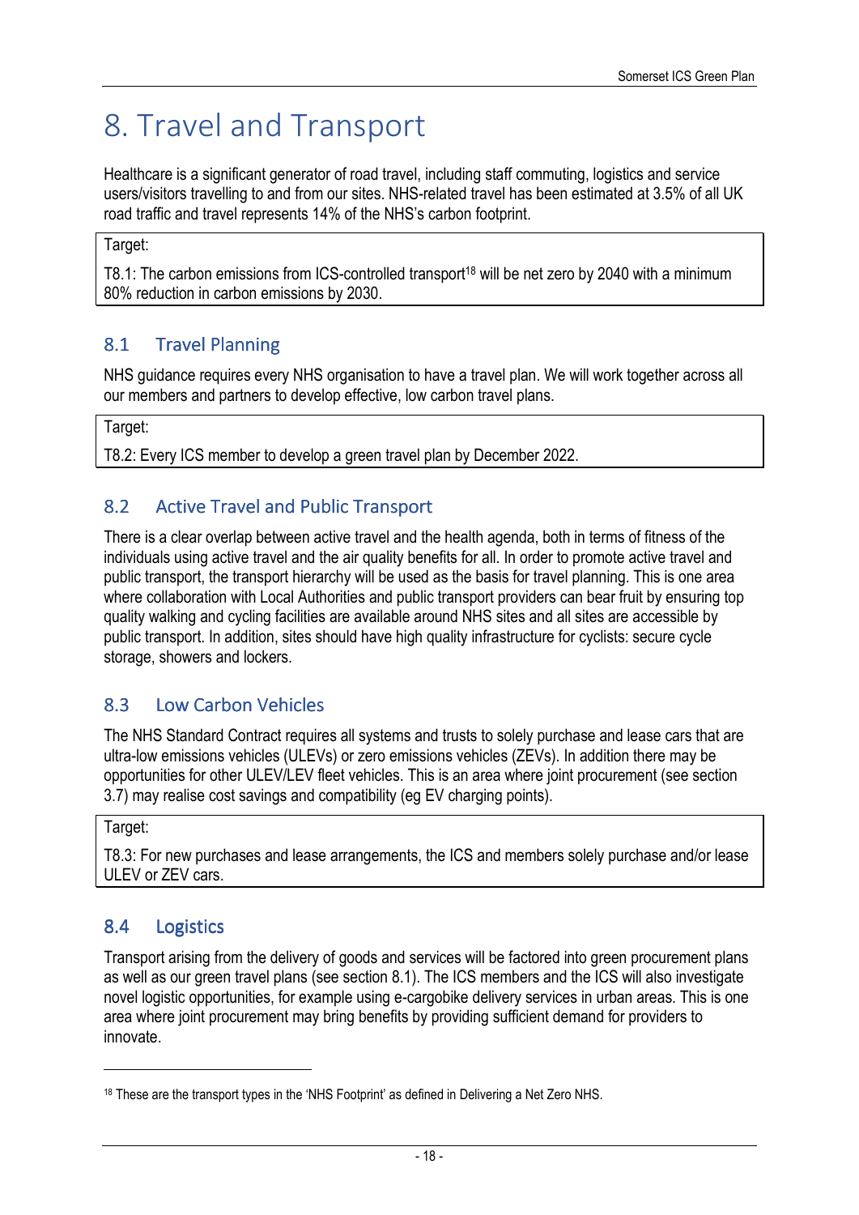# 8. Travel and Transport

Healthcare is a significant generator of road travel, including staff commuting, logistics and service users/visitors travelling to and from our sites. NHS-related travel has been estimated at 3.5% of all UK road traffic and travel represents 14% of the NHS's carbon footprint.

| Target: |
|---|
| T8.1: The carbon emissions from ICS-controlled transport[18] will be net zero by 2040 with a minimum 80% reduction in carbon emissions by 2030. |

## 8.1 Travel Planning

NHS guidance requires every NHS organisation to have a travel plan. We will work together across all our members and partners to develop effective, low carbon travel plans.

| Target: |
|---|
| T8.2: Every ICS member to develop a green travel plan by December 2022. |

## 8.2 Active Travel and Public Transport

There is a clear overlap between active travel and the health agenda, both in terms of fitness of the individuals using active travel and the air quality benefits for all. In order to promote active travel and public transport, the transport hierarchy will be used as the basis for travel planning. This is one area where collaboration with Local Authorities and public transport providers can bear fruit by ensuring top quality walking and cycling facilities are available around NHS sites and all sites are accessible by public transport. In addition, sites should have high quality infrastructure for cyclists: secure cycle storage, showers and lockers.

## 8.3 Low Carbon Vehicles

The NHS Standard Contract requires all systems and trusts to solely purchase and lease cars that are ultra-low emissions vehicles (ULEVs) or zero emissions vehicles (ZEVs). In addition there may be opportunities for other ULEV/LEV fleet vehicles. This is an area where joint procurement (see section 3.7) may realise cost savings and compatibility (eg EV charging points).

| Target: |
|---|
| T8.3: For new purchases and lease arrangements, the ICS and members solely purchase and/or lease ULEV or ZEV cars. |

## 8.4 Logistics

Transport arising from the delivery of goods and services will be factored into green procurement plans as well as our green travel plans (see section 8.1). The ICS members and the ICS will also investigate novel logistic opportunities, for example using e-cargobike delivery services in urban areas. This is one area where joint procurement may bring benefits by providing sufficient demand for providers to innovate.

[18] These are the transport types in the 'NHS Footprint' as defined in Delivering a Net Zero NHS.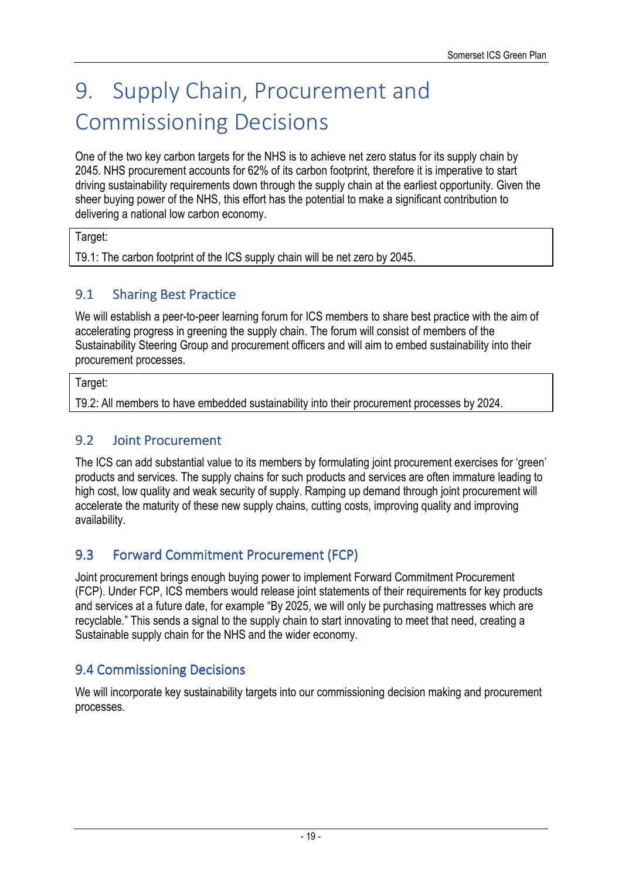# 9. Supply Chain, Procurement and Commissioning Decisions

One of the two key carbon targets for the NHS is to achieve net zero status for its supply chain by 2045. NHS procurement accounts for 62% of its carbon footprint, therefore it is imperative to start driving sustainability requirements down through the supply chain at the earliest opportunity. Given the sheer buying power of the NHS, this effort has the potential to make a significant contribution to delivering a national low carbon economy.

| Target: |
| --- |
| T9.1: The carbon footprint of the ICS supply chain will be net zero by 2045. |

## 9.1 Sharing Best Practice

We will establish a peer-to-peer learning forum for ICS members to share best practice with the aim of accelerating progress in greening the supply chain. The forum will consist of members of the Sustainability Steering Group and procurement officers and will aim to embed sustainability into their procurement processes.

| Target: |
| --- |
| T9.2: All members to have embedded sustainability into their procurement processes by 2024. |

## 9.2 Joint Procurement

The ICS can add substantial value to its members by formulating joint procurement exercises for 'green' products and services. The supply chains for such products and services are often immature leading to high cost, low quality and weak security of supply. Ramping up demand through joint procurement will accelerate the maturity of these new supply chains, cutting costs, improving quality and improving availability.

## 9.3 Forward Commitment Procurement (FCP)

Joint procurement brings enough buying power to implement Forward Commitment Procurement (FCP). Under FCP, ICS members would release joint statements of their requirements for key products and services at a future date, for example "By 2025, we will only be purchasing mattresses which are recyclable." This sends a signal to the supply chain to start innovating to meet that need, creating a Sustainable supply chain for the NHS and the wider economy.

## 9.4 Commissioning Decisions

We will incorporate key sustainability targets into our commissioning decision making and procurement processes.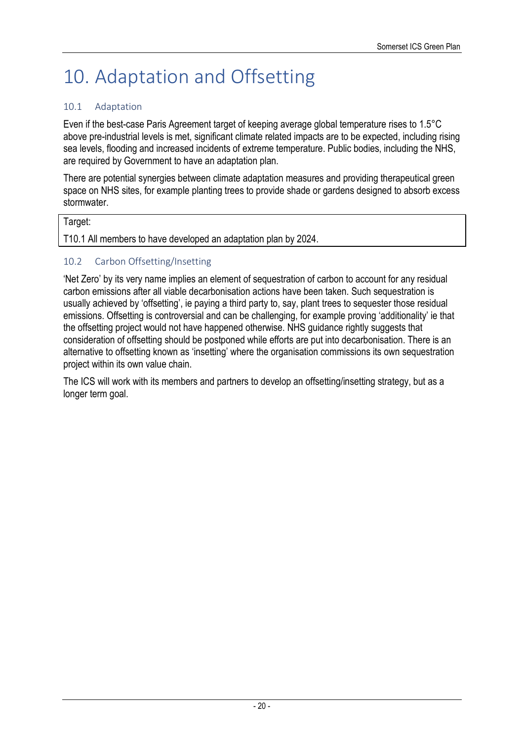# 10. Adaptation and Offsetting

## 10.1 Adaptation

Even if the best-case Paris Agreement target of keeping average global temperature rises to 1.5°C above pre-industrial levels is met, significant climate related impacts are to be expected, including rising sea levels, flooding and increased incidents of extreme temperature. Public bodies, including the NHS, are required by Government to have an adaptation plan.

There are potential synergies between climate adaptation measures and providing therapeutical green space on NHS sites, for example planting trees to provide shade or gardens designed to absorb excess stormwater.

| Target: |
| --- |
| T10.1 All members to have developed an adaptation plan by 2024. |

## 10.2 Carbon Offsetting/Insetting

'Net Zero' by its very name implies an element of sequestration of carbon to account for any residual carbon emissions after all viable decarbonisation actions have been taken. Such sequestration is usually achieved by 'offsetting', ie paying a third party to, say, plant trees to sequester those residual emissions. Offsetting is controversial and can be challenging, for example proving 'additionality' ie that the offsetting project would not have happened otherwise. NHS guidance rightly suggests that consideration of offsetting should be postponed while efforts are put into decarbonisation. There is an alternative to offsetting known as 'insetting' where the organisation commissions its own sequestration project within its own value chain.

The ICS will work with its members and partners to develop an offsetting/insetting strategy, but as a longer term goal.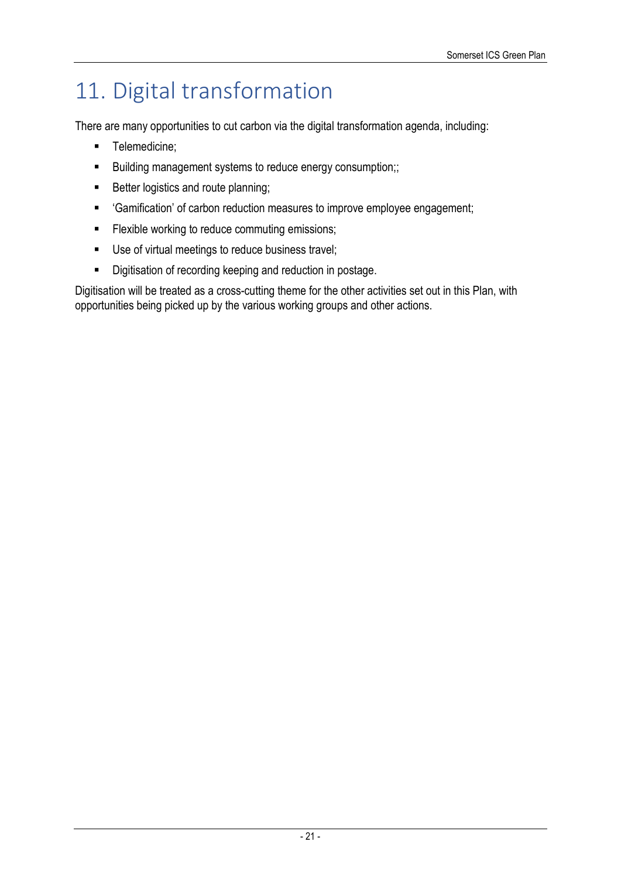# 11. Digital transformation

There are many opportunities to cut carbon via the digital transformation agenda, including:

- Telemedicine;
- Building management systems to reduce energy consumption;;
- Better logistics and route planning;
- 'Gamification' of carbon reduction measures to improve employee engagement;
- Flexible working to reduce commuting emissions;
- Use of virtual meetings to reduce business travel;
- Digitisation of recording keeping and reduction in postage.

Digitisation will be treated as a cross-cutting theme for the other activities set out in this Plan, with opportunities being picked up by the various working groups and other actions.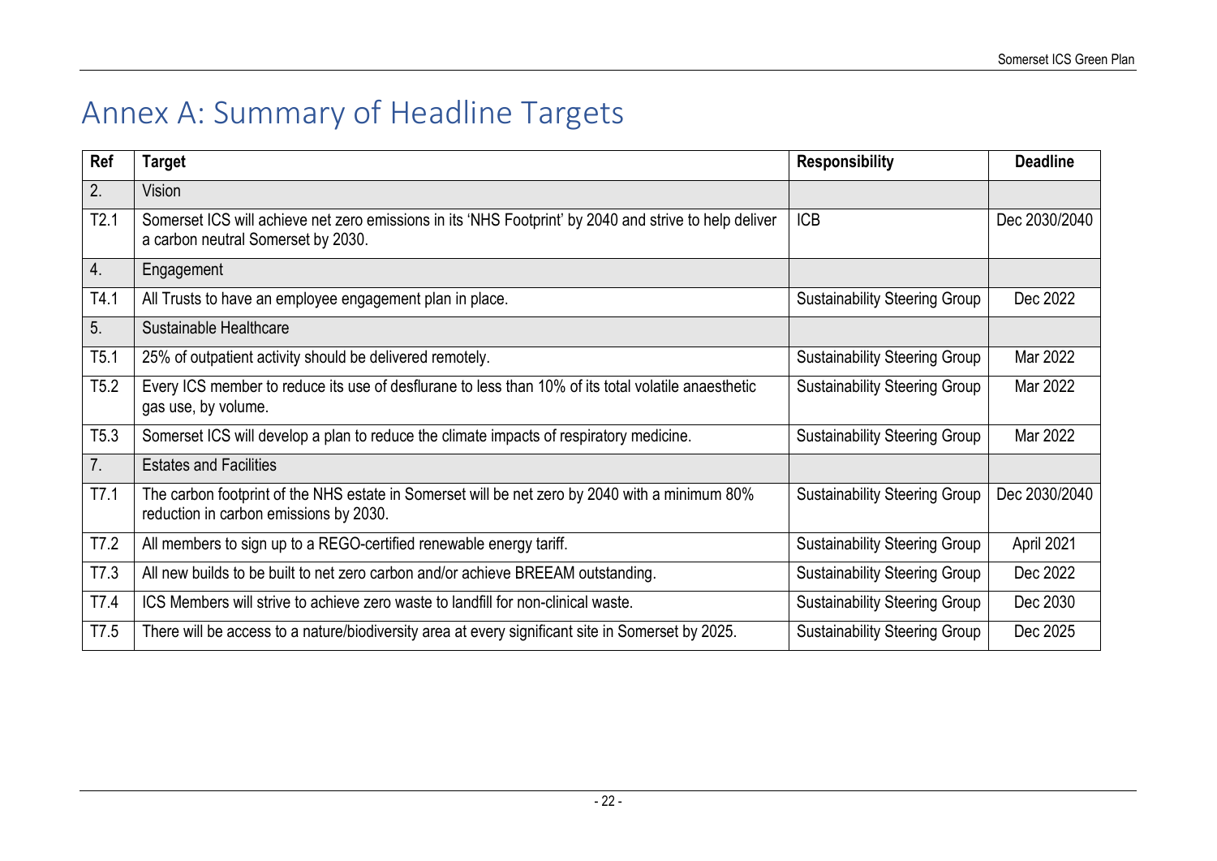# Annex A: Summary of Headline Targets

| Ref | Target | Responsibility | Deadline |
|---|---|---|---|
| 2. | Vision | | |
| T2.1 | Somerset ICS will achieve net zero emissions in its 'NHS Footprint' by 2040 and strive to help deliver a carbon neutral Somerset by 2030. | ICB | Dec 2030/2040 |
| 4. | Engagement | | |
| T4.1 | All Trusts to have an employee engagement plan in place. | Sustainability Steering Group | Dec 2022 |
| 5. | Sustainable Healthcare | | |
| T5.1 | 25% of outpatient activity should be delivered remotely. | Sustainability Steering Group | Mar 2022 |
| T5.2 | Every ICS member to reduce its use of desflurane to less than 10% of its total volatile anaesthetic gas use, by volume. | Sustainability Steering Group | Mar 2022 |
| T5.3 | Somerset ICS will develop a plan to reduce the climate impacts of respiratory medicine. | Sustainability Steering Group | Mar 2022 |
| 7. | Estates and Facilities | | |
| T7.1 | The carbon footprint of the NHS estate in Somerset will be net zero by 2040 with a minimum 80% reduction in carbon emissions by 2030. | Sustainability Steering Group | Dec 2030/2040 |
| T7.2 | All members to sign up to a REGO-certified renewable energy tariff. | Sustainability Steering Group | April 2021 |
| T7.3 | All new builds to be built to net zero carbon and/or achieve BREEAM outstanding. | Sustainability Steering Group | Dec 2022 |
| T7.4 | ICS Members will strive to achieve zero waste to landfill for non-clinical waste. | Sustainability Steering Group | Dec 2030 |
| T7.5 | There will be access to a nature/biodiversity area at every significant site in Somerset by 2025. | Sustainability Steering Group | Dec 2025 |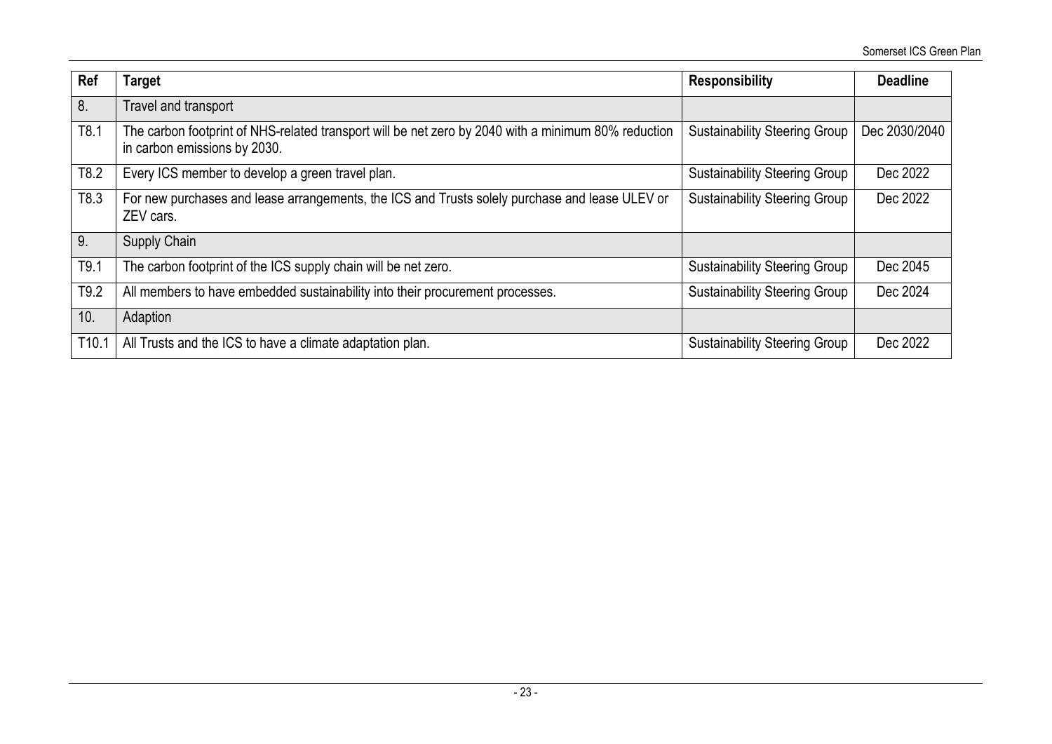| Ref | Target | Responsibility | Deadline |
|---|---|---|---|
| 8. | Travel and transport | | |
| T8.1 | The carbon footprint of NHS-related transport will be net zero by 2040 with a minimum 80% reduction in carbon emissions by 2030. | Sustainability Steering Group | Dec 2030/2040 |
| T8.2 | Every ICS member to develop a green travel plan. | Sustainability Steering Group | Dec 2022 |
| T8.3 | For new purchases and lease arrangements, the ICS and Trusts solely purchase and lease ULEV or ZEV cars. | Sustainability Steering Group | Dec 2022 |
| 9. | Supply Chain | | |
| T9.1 | The carbon footprint of the ICS supply chain will be net zero. | Sustainability Steering Group | Dec 2045 |
| T9.2 | All members to have embedded sustainability into their procurement processes. | Sustainability Steering Group | Dec 2024 |
| 10. | Adaption | | |
| T10.1 | All Trusts and the ICS to have a climate adaptation plan. | Sustainability Steering Group | Dec 2022 |